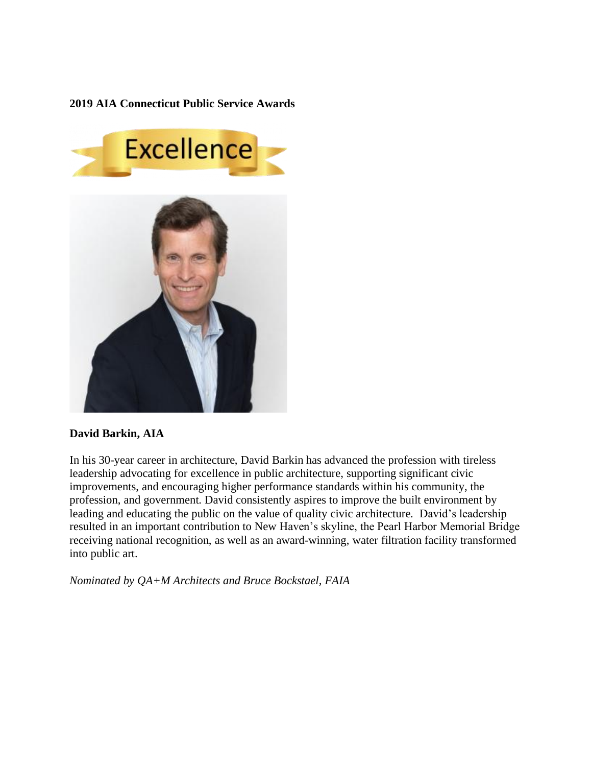**2019 AIA Connecticut Public Service Awards**

Excellence

**David Barkin, AIA**

In his 30-year career in architecture, David Barkin has advanced the profession with tireless leadership advocating for excellence in public architecture, supporting significant civic improvements, and encouraging higher performance standards within his community, the profession, and government. David consistently aspires to improve the built environment by leading and educating the public on the value of quality civic architecture. David's leadership resulted in an important contribution to New Haven's skyline, the Pearl Harbor Memorial Bridge receiving national recognition, as well as an award-winning, water filtration facility transformed into public art.

*Nominated by QA+M Architects and Bruce Bockstael, FAIA*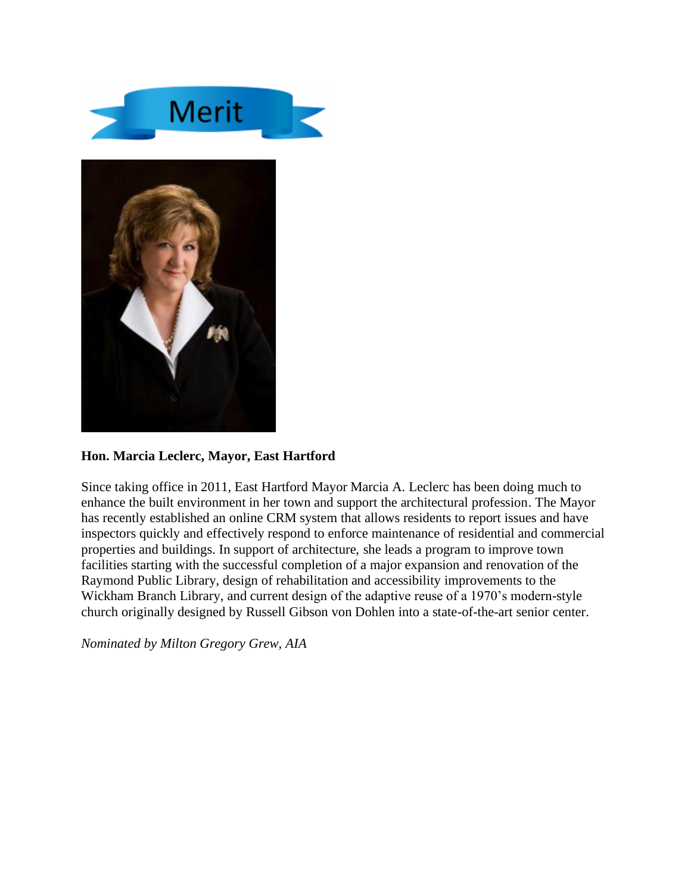Merit

**Hon. Marcia Leclerc, Mayor, East Hartford**

Since taking office in 2011, East Hartford Mayor Marcia A. Leclerc has been doing much to enhance the built environment in her town and support the architectural profession. The Mayor has recently established an online CRM system that allows residents to report issues and have inspectors quickly and effectively respond to enforce maintenance of residential and commercial properties and buildings. In support of architecture, she leads a program to improve town facilities starting with the successful completion of a major expansion and renovation of the Raymond Public Library, design of rehabilitation and accessibility improvements to the Wickham Branch Library, and current design of the adaptive reuse of a 1970's modern-style church originally designed by Russell Gibson von Dohlen into a state-of-the-art senior center.

*Nominated by Milton Gregory Grew, AIA*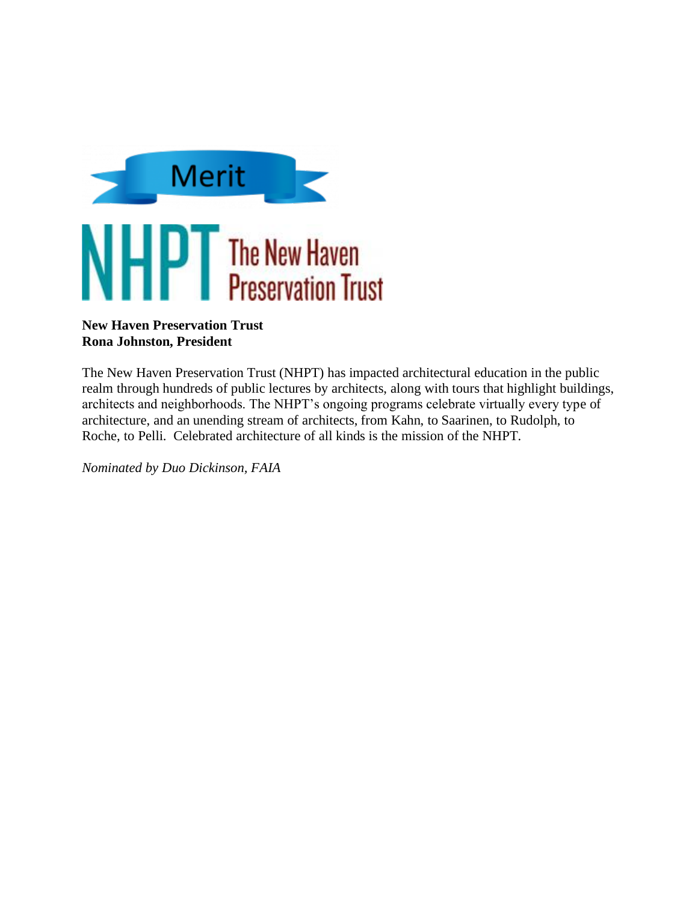Merit

NHPT The New Haven Preservation Trust

**New Haven Preservation Trust**
**Rona Johnston, President**

The New Haven Preservation Trust (NHPT) has impacted architectural education in the public realm through hundreds of public lectures by architects, along with tours that highlight buildings, architects and neighborhoods. The NHPT's ongoing programs celebrate virtually every type of architecture, and an unending stream of architects, from Kahn, to Saarinen, to Rudolph, to Roche, to Pelli. Celebrated architecture of all kinds is the mission of the NHPT.

*Nominated by Duo Dickinson, FAIA*